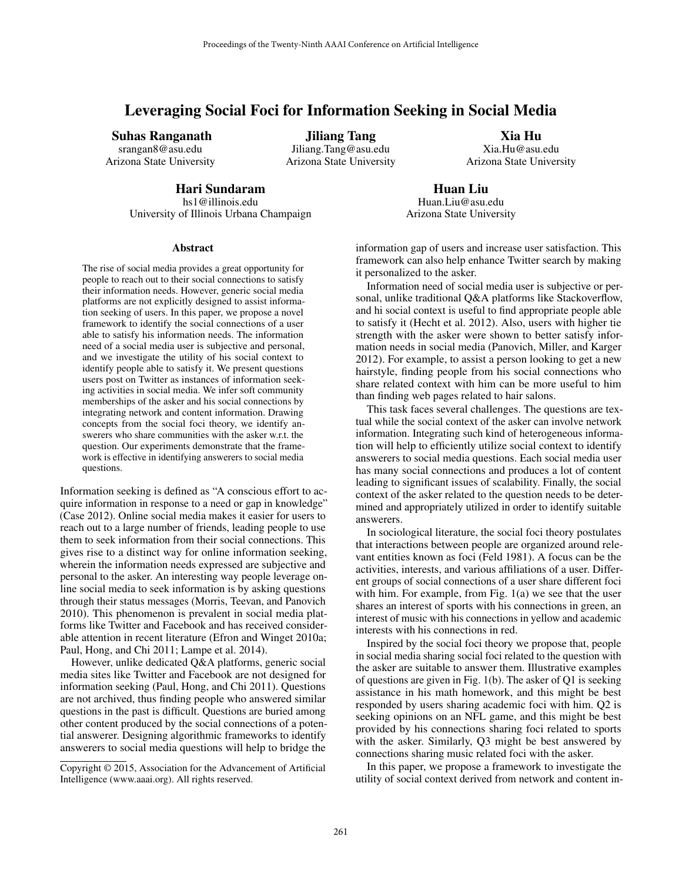# Leveraging Social Foci for Information Seeking in Social Media

**Suhas Ranganath**
srangan8@asu.edu
Arizona State University

**Jiliang Tang**
Jiliang.Tang@asu.edu
Arizona State University

**Xia Hu**
Xia.Hu@asu.edu
Arizona State University

**Hari Sundaram**
hs1@illinois.edu
University of Illinois Urbana Champaign

**Huan Liu**
Huan.Liu@asu.edu
Arizona State University

### Abstract

The rise of social media provides a great opportunity for people to reach out to their social connections to satisfy their information needs. However, generic social media platforms are not explicitly designed to assist information seeking of users. In this paper, we propose a novel framework to identify the social connections of a user able to satisfy his information needs. The information need of a social media user is subjective and personal, and we investigate the utility of his social context to identify people able to satisfy it. We present questions users post on Twitter as instances of information seeking activities in social media. We infer soft community memberships of the asker and his social connections by integrating network and content information. Drawing concepts from the social foci theory, we identify answerers who share communities with the asker w.r.t. the question. Our experiments demonstrate that the framework is effective in identifying answerers to social media questions.

Information seeking is defined as "A conscious effort to acquire information in response to a need or gap in knowledge" (Case 2012). Online social media makes it easier for users to reach out to a large number of friends, leading people to use them to seek information from their social connections. This gives rise to a distinct way for online information seeking, wherein the information needs expressed are subjective and personal to the asker. An interesting way people leverage online social media to seek information is by asking questions through their status messages (Morris, Teevan, and Panovich 2010). This phenomenon is prevalent in social media platforms like Twitter and Facebook and has received considerable attention in recent literature (Efron and Winget 2010a; Paul, Hong, and Chi 2011; Lampe et al. 2014).

However, unlike dedicated Q&A platforms, generic social media sites like Twitter and Facebook are not designed for information seeking (Paul, Hong, and Chi 2011). Questions are not archived, thus finding people who answered similar questions in the past is difficult. Questions are buried among other content produced by the social connections of a potential answerer. Designing algorithmic frameworks to identify answerers to social media questions will help to bridge the information gap of users and increase user satisfaction. This framework can also help enhance Twitter search by making it personalized to the asker.

Information need of social media user is subjective or personal, unlike traditional Q&A platforms like Stackoverflow, and hi social context is useful to find appropriate people able to satisfy it (Hecht et al. 2012). Also, users with higher tie strength with the asker were shown to better satisfy information needs in social media (Panovich, Miller, and Karger 2012). For example, to assist a person looking to get a new hairstyle, finding people from his social connections who share related context with him can be more useful to him than finding web pages related to hair salons.

This task faces several challenges. The questions are textual while the social context of the asker can involve network information. Integrating such kind of heterogeneous information will help to efficiently utilize social context to identify answerers to social media questions. Each social media user has many social connections and produces a lot of content leading to significant issues of scalability. Finally, the social context of the asker related to the question needs to be determined and appropriately utilized in order to identify suitable answerers.

In sociological literature, the social foci theory postulates that interactions between people are organized around relevant entities known as foci (Feld 1981). A focus can be the activities, interests, and various affiliations of a user. Different groups of social connections of a user share different foci with him. For example, from Fig. 1(a) we see that the user shares an interest of sports with his connections in green, an interest of music with his connections in yellow and academic interests with his connections in red.

Inspired by the social foci theory we propose that, people in social media sharing social foci related to the question with the asker are suitable to answer them. Illustrative examples of questions are given in Fig. 1(b). The asker of Q1 is seeking assistance in his math homework, and this might be best responded by users sharing academic foci with him. Q2 is seeking opinions on an NFL game, and this might be best provided by his connections sharing foci related to sports with the asker. Similarly, Q3 might be best answered by connections sharing music related foci with the asker.

In this paper, we propose a framework to investigate the utility of social context derived from network and content in-

Copyright © 2015, Association for the Advancement of Artificial Intelligence (www.aaai.org). All rights reserved.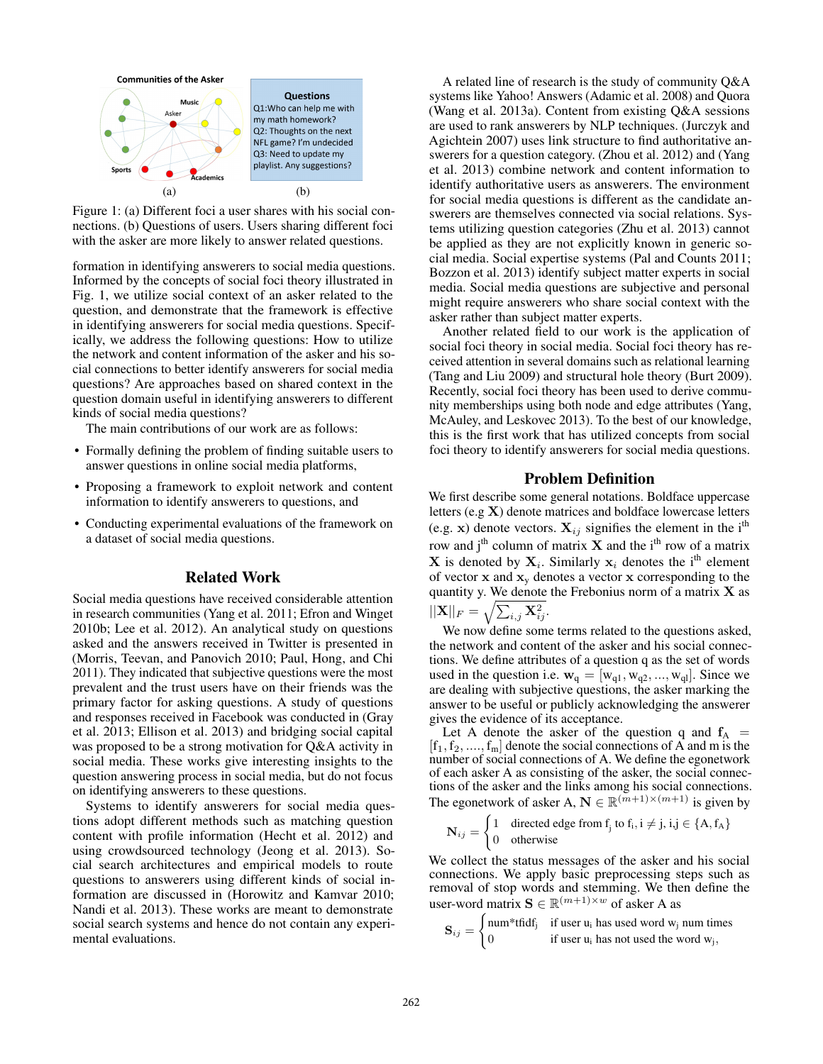Figure 1: (a) Different foci a user shares with his social connections. (b) Questions of users. Users sharing different foci with the asker are more likely to answer related questions.

formation in identifying answerers to social media questions. Informed by the concepts of social foci theory illustrated in Fig. 1, we utilize social context of an asker related to the question, and demonstrate that the framework is effective in identifying answerers for social media questions. Specifically, we address the following questions: How to utilize the network and content information of the asker and his social connections to better identify answerers for social media questions? Are approaches based on shared context in the question domain useful in identifying answerers to different kinds of social media questions?

The main contributions of our work are as follows:

- Formally defining the problem of finding suitable users to answer questions in online social media platforms,
- Proposing a framework to exploit network and content information to identify answerers to questions, and
- Conducting experimental evaluations of the framework on a dataset of social media questions.

## Related Work

Social media questions have received considerable attention in research communities (Yang et al. 2011; Efron and Winget 2010b; Lee et al. 2012). An analytical study on questions asked and the answers received in Twitter is presented in (Morris, Teevan, and Panovich 2010; Paul, Hong, and Chi 2011). They indicated that subjective questions were the most prevalent and the trust users have on their friends was the primary factor for asking questions. A study of questions and responses received in Facebook was conducted in (Gray et al. 2013; Ellison et al. 2013) and bridging social capital was proposed to be a strong motivation for Q&A activity in social media. These works give interesting insights to the question answering process in social media, but do not focus on identifying answerers to these questions.

Systems to identify answerers for social media questions adopt different methods such as matching question content with profile information (Hecht et al. 2012) and using crowdsourced technology (Jeong et al. 2013). Social search architectures and empirical models to route questions to answerers using different kinds of social information are discussed in (Horowitz and Kamvar 2010; Nandi et al. 2013). These works are meant to demonstrate social search systems and hence do not contain any experimental evaluations.

A related line of research is the study of community Q&A systems like Yahoo! Answers (Adamic et al. 2008) and Quora (Wang et al. 2013a). Content from existing Q&A sessions are used to rank answerers by NLP techniques. (Jurczyk and Agichtein 2007) uses link structure to find authoritative answerers for a question category. (Zhou et al. 2012) and (Yang et al. 2013) combine network and content information to identify authoritative users as answerers. The environment for social media questions is different as the candidate answerers are themselves connected via social relations. Systems utilizing question categories (Zhu et al. 2013) cannot be applied as they are not explicitly known in generic social media. Social expertise systems (Pal and Counts 2011; Bozzon et al. 2013) identify subject matter experts in social media. Social media questions are subjective and personal might require answerers who share social context with the asker rather than subject matter experts.

Another related field to our work is the application of social foci theory in social media. Social foci theory has received attention in several domains such as relational learning (Tang and Liu 2009) and structural hole theory (Burt 2009). Recently, social foci theory has been used to derive community memberships using both node and edge attributes (Yang, McAuley, and Leskovec 2013). To the best of our knowledge, this is the first work that has utilized concepts from social foci theory to identify answerers for social media questions.

## Problem Definition

We first describe some general notations. Boldface uppercase letters (e.g $\mathbf{X}$) denote matrices and boldface lowercase letters (e.g. $\mathbf{x}$) denote vectors. $\mathbf{X}_{ij}$ signifies the element in the i[th] row and j[th] column of matrix $\mathbf{X}$ and the i[th] row of a matrix $\mathbf{X}$ is denoted by $\mathbf{X}_i$. Similarly $\mathbf{x}_i$ denotes the i[th] element of vector $\mathbf{x}$ and $\mathbf{x}_\mathrm{y}$ denotes a vector $\mathbf{x}$ corresponding to the quantity y. We denote the Frebonius norm of a matrix $\mathbf{X}$ as $||\mathbf{X}||_F = \sqrt{\sum_{i,j} \mathbf{X}_{ij}^2}$.

We now define some terms related to the questions asked, the network and content of the asker and his social connections. We define attributes of a question q as the set of words used in the question i.e. $\mathbf{w}_\mathrm{q} = [\mathrm{w}_{\mathrm{q}1}, \mathrm{w}_{\mathrm{q}2}, ..., \mathrm{w}_{\mathrm{q}l}]$. Since we are dealing with subjective questions, the asker marking the answer to be useful or publicly acknowledging the answerer gives the evidence of its acceptance.

Let A denote the asker of the question q and $\mathbf{f}_\mathrm{A} = [\mathrm{f}_1, \mathrm{f}_2, ...., \mathrm{f}_\mathrm{m}]$ denote the social connections of A and m is the number of social connections of A. We define the egonetwork of each asker A as consisting of the asker, the social connections of the asker and the links among his social connections. The egonetwork of asker A, $\mathbf{N} \in \mathbb{R}^{(m+1)\times(m+1)}$ is given by

$$\mathbf{N}_{ij} = \begin{cases} 1 & \text{directed edge from } \mathrm{f_j} \text{ to } \mathrm{f_i}, \mathrm{i} \neq \mathrm{j}, \mathrm{i,j} \in \{\mathrm{A}, \mathbf{f}_\mathrm{A}\} \\ 0 & \text{otherwise} \end{cases}$$

We collect the status messages of the asker and his social connections. We apply basic preprocessing steps such as removal of stop words and stemming. We then define the user-word matrix $\mathbf{S} \in \mathbb{R}^{(m+1)\times w}$ of asker A as

$$\mathbf{S}_{ij} = \begin{cases} \text{num*tfidf}_\mathrm{j} & \text{if user } \mathrm{u_i} \text{ has used word } \mathrm{w_j} \text{ num times} \\ 0 & \text{if user } \mathrm{u_i} \text{ has not used the word } \mathrm{w_j}, \end{cases}$$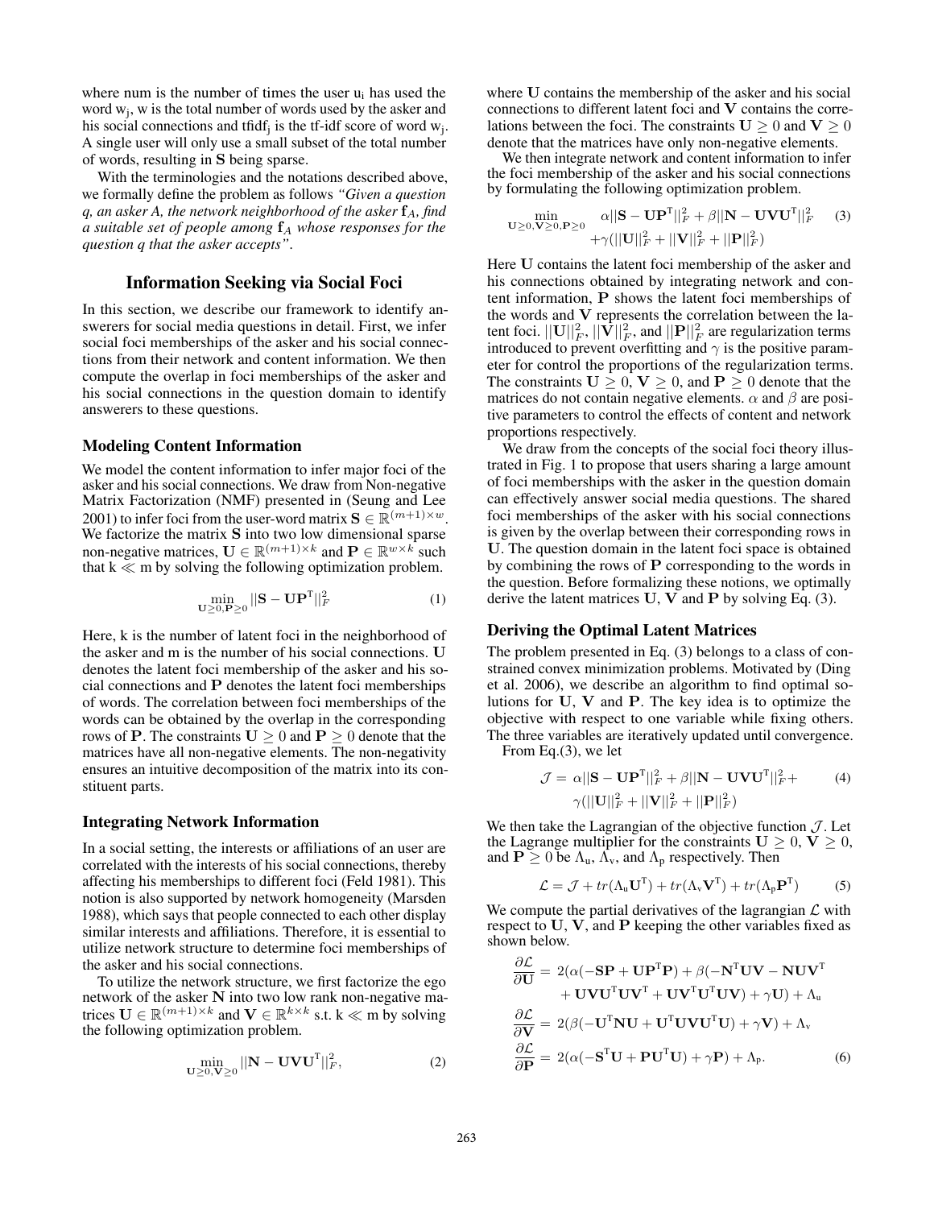where num is the number of times the user $u_i$ has used the word $w_j$, w is the total number of words used by the asker and his social connections and $tfidf_j$ is the tf-idf score of word $w_j$. A single user will only use a small subset of the total number of words, resulting in $\mathbf{S}$ being sparse.

With the terminologies and the notations described above, we formally define the problem as follows *"Given a question q, an asker A, the network neighborhood of the asker* $\mathbf{f}_A$*, find a suitable set of people among* $\mathbf{f}_A$ *whose responses for the question q that the asker accepts"*.

## Information Seeking via Social Foci

In this section, we describe our framework to identify answerers for social media questions in detail. First, we infer social foci memberships of the asker and his social connections from their network and content information. We then compute the overlap in foci memberships of the asker and his social connections in the question domain to identify answerers to these questions.

### Modeling Content Information

We model the content information to infer major foci of the asker and his social connections. We draw from Non-negative Matrix Factorization (NMF) presented in (Seung and Lee 2001) to infer foci from the user-word matrix $\mathbf{S} \in \mathbb{R}^{(m+1)\times w}$. We factorize the matrix $\mathbf{S}$ into two low dimensional sparse non-negative matrices, $\mathbf{U} \in \mathbb{R}^{(m+1)\times k}$ and $\mathbf{P} \in \mathbb{R}^{w\times k}$ such that $k \ll m$ by solving the following optimization problem.

$$\min_{\mathbf{U}\geq 0,\mathbf{P}\geq 0} ||\mathbf{S} - \mathbf{U}\mathbf{P}^{\mathrm{T}}||_F^2 \quad (1)$$

Here, k is the number of latent foci in the neighborhood of the asker and m is the number of his social connections. $\mathbf{U}$ denotes the latent foci membership of the asker and his social connections and $\mathbf{P}$ denotes the latent foci memberships of words. The correlation between foci memberships of the words can be obtained by the overlap in the corresponding rows of $\mathbf{P}$. The constraints $\mathbf{U} \geq 0$ and $\mathbf{P} \geq 0$ denote that the matrices have all non-negative elements. The non-negativity ensures an intuitive decomposition of the matrix into its constituent parts.

### Integrating Network Information

In a social setting, the interests or affiliations of an user are correlated with the interests of his social connections, thereby affecting his memberships to different foci (Feld 1981). This notion is also supported by network homogeneity (Marsden 1988), which says that people connected to each other display similar interests and affiliations. Therefore, it is essential to utilize network structure to determine foci memberships of the asker and his social connections.

To utilize the network structure, we first factorize the ego network of the asker $\mathbf{N}$ into two low rank non-negative matrices $\mathbf{U} \in \mathbb{R}^{(m+1)\times k}$ and $\mathbf{V} \in \mathbb{R}^{k\times k}$ s.t. $k \ll m$ by solving the following optimization problem.

$$\min_{\mathbf{U}\geq 0,\mathbf{V}\geq 0} ||\mathbf{N} - \mathbf{U}\mathbf{V}\mathbf{U}^{\mathrm{T}}||_F^2, \quad (2)$$

where $\mathbf{U}$ contains the membership of the asker and his social connections to different latent foci and $\mathbf{V}$ contains the correlations between the foci. The constraints $\mathbf{U} \geq 0$ and $\mathbf{V} \geq 0$ denote that the matrices have only non-negative elements.

We then integrate network and content information to infer the foci membership of the asker and his social connections by formulating the following optimization problem.

$$\min_{\mathbf{U}\geq 0,\mathbf{V}\geq 0,\mathbf{P}\geq 0} \alpha||\mathbf{S} - \mathbf{U}\mathbf{P}^{\mathrm{T}}||_F^2 + \beta||\mathbf{N} - \mathbf{U}\mathbf{V}\mathbf{U}^{\mathrm{T}}||_F^2 + \gamma(||\mathbf{U}||_F^2 + ||\mathbf{V}||_F^2 + ||\mathbf{P}||_F^2) \quad (3)$$

Here $\mathbf{U}$ contains the latent foci membership of the asker and his connections obtained by integrating network and content information, $\mathbf{P}$ shows the latent foci memberships of the words and $\mathbf{V}$ represents the correlation between the latent foci. $||\mathbf{U}||_F^2$, $||\mathbf{V}||_F^2$, and $||\mathbf{P}||_F^2$ are regularization terms introduced to prevent overfitting and $\gamma$ is the positive parameter for control the proportions of the regularization terms. The constraints $\mathbf{U} \geq 0$, $\mathbf{V} \geq 0$, and $\mathbf{P} \geq 0$ denote that the matrices do not contain negative elements. $\alpha$ and $\beta$ are positive parameters to control the effects of content and network proportions respectively.

We draw from the concepts of the social foci theory illustrated in Fig. 1 to propose that users sharing a large amount of foci memberships with the asker in the question domain can effectively answer social media questions. The shared foci memberships of the asker with his social connections is given by the overlap between their corresponding rows in $\mathbf{U}$. The question domain in the latent foci space is obtained by combining the rows of $\mathbf{P}$ corresponding to the words in the question. Before formalizing these notions, we optimally derive the latent matrices $\mathbf{U}$, $\mathbf{V}$ and $\mathbf{P}$ by solving Eq. (3).

### Deriving the Optimal Latent Matrices

The problem presented in Eq. (3) belongs to a class of constrained convex minimization problems. Motivated by (Ding et al. 2006), we describe an algorithm to find optimal solutions for $\mathbf{U}$, $\mathbf{V}$ and $\mathbf{P}$. The key idea is to optimize the objective with respect to one variable while fixing others. The three variables are iteratively updated until convergence.

From Eq.(3), we let

$$\mathcal{J} = \alpha||\mathbf{S} - \mathbf{U}\mathbf{P}^{\mathrm{T}}||_F^2 + \beta||\mathbf{N} - \mathbf{U}\mathbf{V}\mathbf{U}^{\mathrm{T}}||_F^2 + \gamma(||\mathbf{U}||_F^2 + ||\mathbf{V}||_F^2 + ||\mathbf{P}||_F^2) \quad (4)$$

We then take the Lagrangian of the objective function $\mathcal{J}$. Let the Lagrange multiplier for the constraints $\mathbf{U} \geq 0$, $\mathbf{V} \geq 0$, and $\mathbf{P} \geq 0$ be $\Lambda_u$, $\Lambda_v$, and $\Lambda_p$ respectively. Then

$$\mathcal{L} = \mathcal{J} + tr(\Lambda_u \mathbf{U}^{\mathrm{T}}) + tr(\Lambda_v \mathbf{V}^{\mathrm{T}}) + tr(\Lambda_p \mathbf{P}^{\mathrm{T}}) \quad (5)$$

We compute the partial derivatives of the lagrangian $\mathcal{L}$ with respect to $\mathbf{U}$, $\mathbf{V}$, and $\mathbf{P}$ keeping the other variables fixed as shown below.

$$\begin{aligned}
\frac{\partial \mathcal{L}}{\partial \mathbf{U}} &= 2(\alpha(-\mathbf{S}\mathbf{P} + \mathbf{U}\mathbf{P}^{\mathrm{T}}\mathbf{P}) + \beta(-\mathbf{N}^{\mathrm{T}}\mathbf{U}\mathbf{V} - \mathbf{N}\mathbf{U}\mathbf{V}^{\mathrm{T}} \\
&\quad + \mathbf{U}\mathbf{V}\mathbf{U}^{\mathrm{T}}\mathbf{U}\mathbf{V}^{\mathrm{T}} + \mathbf{U}\mathbf{V}^{\mathrm{T}}\mathbf{U}^{\mathrm{T}}\mathbf{U}\mathbf{V}) + \gamma\mathbf{U}) + \Lambda_u \\
\frac{\partial \mathcal{L}}{\partial \mathbf{V}} &= 2(\beta(-\mathbf{U}^{\mathrm{T}}\mathbf{N}\mathbf{U} + \mathbf{U}^{\mathrm{T}}\mathbf{U}\mathbf{V}\mathbf{U}^{\mathrm{T}}\mathbf{U}) + \gamma\mathbf{V}) + \Lambda_v \\
\frac{\partial \mathcal{L}}{\partial \mathbf{P}} &= 2(\alpha(-\mathbf{S}^{\mathrm{T}}\mathbf{U} + \mathbf{P}\mathbf{U}^{\mathrm{T}}\mathbf{U}) + \gamma\mathbf{P}) + \Lambda_p.
\end{aligned} \quad (6)$$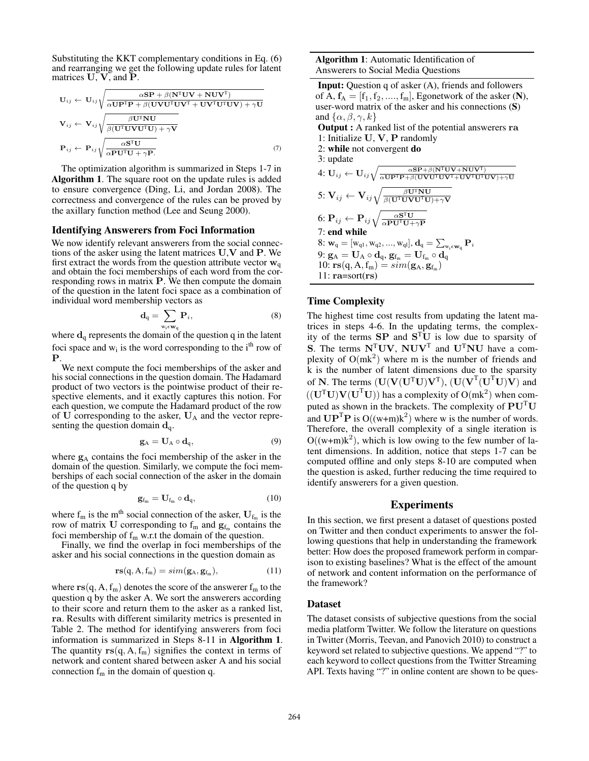Substituting the KKT complementary conditions in Eq. (6) and rearranging we get the following update rules for latent matrices $\mathbf{U}$, $\mathbf{V}$, and $\mathbf{P}$.

$$
\begin{aligned}
\mathbf{U}_{ij} &\leftarrow \mathbf{U}_{ij}\sqrt{\frac{\alpha\mathbf{S}\mathbf{P} + \beta(\mathbf{N}^{\mathrm{T}}\mathbf{U}\mathbf{V} + \mathbf{N}\mathbf{U}\mathbf{V}^{\mathrm{T}})}{\alpha\mathbf{U}\mathbf{P}^{\mathrm{T}}\mathbf{P} + \beta(\mathbf{U}\mathbf{V}\mathbf{U}^{\mathrm{T}}\mathbf{U}\mathbf{V}^{\mathrm{T}} + \mathbf{U}\mathbf{V}^{\mathrm{T}}\mathbf{U}^{\mathrm{T}}\mathbf{U}\mathbf{V}) + \gamma\mathbf{U}}} \\
\mathbf{V}_{ij} &\leftarrow \mathbf{V}_{ij}\sqrt{\frac{\beta\mathbf{U}^{\mathrm{T}}\mathbf{N}\mathbf{U}}{\beta(\mathbf{U}^{\mathrm{T}}\mathbf{U}\mathbf{V}\mathbf{U}^{\mathrm{T}}\mathbf{U}) + \gamma\mathbf{V}}} \\
\mathbf{P}_{ij} &\leftarrow \mathbf{P}_{ij}\sqrt{\frac{\alpha\mathbf{S}^{\mathrm{T}}\mathbf{U}}{\alpha\mathbf{P}\mathbf{U}^{\mathrm{T}}\mathbf{U} + \gamma\mathbf{P}.}}
\end{aligned} \tag{7}
$$

The optimization algorithm is summarized in Steps 1-7 in **Algorithm 1**. The square root on the update rules is added to ensure convergence (Ding, Li, and Jordan 2008). The correctness and convergence of the rules can be proved by the axillary function method (Lee and Seung 2000).

### Identifying Answerers from Foci Information

We now identify relevant answerers from the social connections of the asker using the latent matrices $\mathbf{U}$,$\mathbf{V}$ and $\mathbf{P}$. We first extract the words from the question attribute vector $\mathbf{w}_{\mathrm{q}}$ and obtain the foci memberships of each word from the corresponding rows in matrix $\mathbf{P}$. We then compute the domain of the question in the latent foci space as a combination of individual word membership vectors as

$$
\mathbf{d}_{\mathrm{q}} = \sum_{\mathrm{w_i} \epsilon \mathbf{w}_{\mathrm{q}}} \mathbf{P}_i, \tag{8}
$$

where $\mathbf{d}_{\mathrm{q}}$ represents the domain of the question q in the latent foci space and $\mathrm{w_i}$ is the word corresponding to the $\mathrm{i^{th}}$ row of $\mathbf{P}$.

We next compute the foci memberships of the asker and his social connections in the question domain. The Hadamard product of two vectors is the pointwise product of their respective elements, and it exactly captures this notion. For each question, we compute the Hadamard product of the row of $\mathbf{U}$ corresponding to the asker, $\mathbf{U}_{\mathrm{A}}$ and the vector representing the question domain $\mathbf{d}_{\mathrm{q}}$.

$$
\mathbf{g}_{\mathrm{A}} = \mathbf{U}_{\mathrm{A}} \circ \mathbf{d}_{\mathrm{q}}, \tag{9}
$$

where $\mathbf{g}_{\mathrm{A}}$ contains the foci membership of the asker in the domain of the question. Similarly, we compute the foci memberships of each social connection of the asker in the domain of the question q by

$$
\mathbf{g}_{\mathrm{f_m}} = \mathbf{U}_{\mathrm{f_m}} \circ \mathbf{d}_{\mathrm{q}}, \tag{10}
$$

where $\mathrm{f_m}$ is the $\mathrm{m^{th}}$ social connection of the asker, $\mathbf{U}_{\mathrm{f_m}}$ is the row of matrix $\mathbf{U}$ corresponding to $\mathrm{f_m}$ and $\mathbf{g}_{\mathrm{f_m}}$ contains the foci membership of $\mathrm{f_m}$ w.r.t the domain of the question.

Finally, we find the overlap in foci memberships of the asker and his social connections in the question domain as

$$
\mathbf{rs}(\mathrm{q}, \mathrm{A}, \mathrm{f_m}) = sim(\mathbf{g}_{\mathrm{A}}, \mathbf{g}_{\mathrm{f_m}}), \tag{11}
$$

where $\mathbf{rs}(\mathrm{q}, \mathrm{A}, \mathrm{f_m})$ denotes the score of the answerer $\mathrm{f_m}$ to the question q by the asker A. We sort the answerers according to their score and return them to the asker as a ranked list, $\mathbf{ra}$. Results with different similarity metrics is presented in Table 2. The method for identifying answerers from foci information is summarized in Steps 8-11 in **Algorithm 1**. The quantity $\mathbf{rs}(\mathrm{q}, \mathrm{A}, \mathrm{f_m})$ signifies the context in terms of network and content shared between asker A and his social connection $\mathrm{f_m}$ in the domain of question q.

---

**Algorithm 1**: Automatic Identification of Answerers to Social Media Questions

**Input:** Question q of asker (A), friends and followers of A, $\mathbf{f}_{\mathrm{A}} = [\mathrm{f}_1, \mathrm{f}_2, ...., \mathrm{f}_{\mathrm{m}}]$, Egonetwork of the asker ($\mathbf{N}$), user-word matrix of the asker and his connections ($\mathbf{S}$) and $\{\alpha, \beta, \gamma, k\}$

**Output :** A ranked list of the potential answerers $\mathbf{ra}$

1: Initialize $\mathbf{U}$, $\mathbf{V}$, $\mathbf{P}$ randomly

2: **while** not convergent **do**

3: update

4: $\mathbf{U}_{ij} \leftarrow \mathbf{U}_{ij}\sqrt{\frac{\alpha\mathbf{S}\mathbf{P}+\beta(\mathbf{N}^{\mathrm{T}}\mathbf{U}\mathbf{V}+\mathbf{N}\mathbf{U}\mathbf{V}^{\mathrm{T}})}{\alpha\mathbf{U}\mathbf{P}^{\mathrm{T}}\mathbf{P}+\beta(\mathbf{U}\mathbf{V}\mathbf{U}^{\mathrm{T}}\mathbf{U}\mathbf{V}^{\mathrm{T}}+\mathbf{U}\mathbf{V}^{\mathrm{T}}\mathbf{U}^{\mathrm{T}}\mathbf{U}\mathbf{V})+\gamma\mathbf{U}}}$

5: $\mathbf{V}_{ij} \leftarrow \mathbf{V}_{ij}\sqrt{\frac{\beta\mathbf{U}^{\mathrm{T}}\mathbf{N}\mathbf{U}}{\beta(\mathbf{U}^{\mathrm{T}}\mathbf{U}\mathbf{V}\mathbf{U}^{\mathrm{T}}\mathbf{U})+\gamma\mathbf{V}}}$

6: $\mathbf{P}_{ij} \leftarrow \mathbf{P}_{ij}\sqrt{\frac{\alpha\mathbf{S}^{\mathrm{T}}\mathbf{U}}{\alpha\mathbf{P}\mathbf{U}^{\mathrm{T}}\mathbf{U}+\gamma\mathbf{P}}}$

7: **end while**

8: $\mathbf{w}_{\mathrm{q}} = [\mathrm{w_{q1}}, \mathrm{w_{q2}}, ..., \mathrm{w_{ql}}]$, $\mathbf{d}_{\mathrm{q}} = \sum_{\mathrm{w_i} \epsilon \mathbf{w}_{\mathrm{q}}} \mathbf{P}_i$

9: $\mathbf{g}_{\mathrm{A}} = \mathbf{U}_{\mathrm{A}} \circ \mathbf{d}_{\mathrm{q}}$, $\mathbf{g}_{\mathrm{f_m}} = \mathbf{U}_{\mathrm{f_m}} \circ \mathbf{d}_{\mathrm{q}}$

10: $\mathbf{rs}(\mathrm{q}, \mathrm{A}, \mathrm{f_m}) = sim(\mathbf{g}_{\mathrm{A}}, \mathbf{g}_{\mathrm{f_m}})$

11: $\mathbf{ra}$=sort($\mathbf{rs}$)

---

### Time Complexity

The highest time cost results from updating the latent matrices in steps 4-6. In the updating terms, the complexity of the terms $\mathbf{SP}$ and $\mathbf{S}^{\mathrm{T}}\mathbf{U}$ is low due to sparsity of $\mathbf{S}$. The terms $\mathbf{N}^{\mathrm{T}}\mathbf{U}\mathbf{V}$, $\mathbf{N}\mathbf{U}\mathbf{V}^{\mathrm{T}}$ and $\mathbf{U}^{\mathrm{T}}\mathbf{N}\mathbf{U}$ have a complexity of $\mathrm{O(mk^2)}$ where m is the number of friends and k is the number of latent dimensions due to the sparsity of $\mathbf{N}$. The terms $(\mathbf{U}(\mathbf{V}(\mathbf{U}^{\mathrm{T}}\mathbf{U})\mathbf{V}^{\mathrm{T}})$, $(\mathbf{U}(\mathbf{V}^{\mathrm{T}}(\mathbf{U}^{\mathrm{T}}\mathbf{U})\mathbf{V})$ and $((\mathbf{U}^{\mathrm{T}}\mathbf{U})\mathbf{V}(\mathbf{U}^{\mathrm{T}}\mathbf{U}))$ has a complexity of $\mathrm{O(mk^2)}$ when computed as shown in the brackets. The complexity of $\mathbf{P}\mathbf{U}^{\mathrm{T}}\mathbf{U}$ and $\mathbf{U}\mathbf{P}^{\mathrm{T}}\mathbf{P}$ is $\mathrm{O((w{+}m)k^2)}$ where w is the number of words. Therefore, the overall complexity of a single iteration is $\mathrm{O((w{+}m)k^2)}$, which is low owing to the few number of latent dimensions. In addition, notice that steps 1-7 can be computed offline and only steps 8-10 are computed when the question is asked, further reducing the time required to identify answerers for a given question.

## Experiments

In this section, we first present a dataset of questions posted on Twitter and then conduct experiments to answer the following questions that help in understanding the framework better: How does the proposed framework perform in comparison to existing baselines? What is the effect of the amount of network and content information on the performance of the framework?

### Dataset

The dataset consists of subjective questions from the social media platform Twitter. We follow the literature on questions in Twitter (Morris, Teevan, and Panovich 2010) to construct a keyword set related to subjective questions. We append "?" to each keyword to collect questions from the Twitter Streaming API. Texts having "?" in online content are shown to be ques-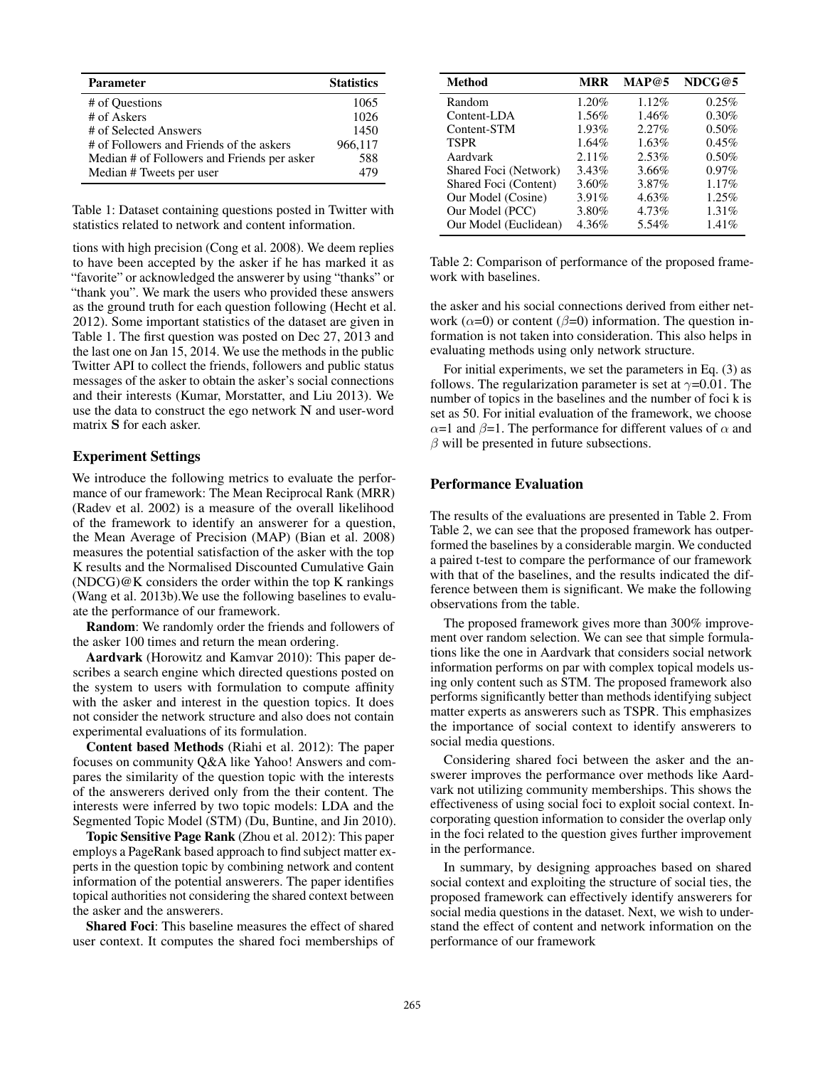| Parameter | Statistics |
|---|---|
| # of Questions | 1065 |
| # of Askers | 1026 |
| # of Selected Answers | 1450 |
| # of Followers and Friends of the askers | 966,117 |
| Median # of Followers and Friends per asker | 588 |
| Median # Tweets per user | 479 |

Table 1: Dataset containing questions posted in Twitter with statistics related to network and content information.

tions with high precision (Cong et al. 2008). We deem replies to have been accepted by the asker if he has marked it as "favorite" or acknowledged the answerer by using "thanks" or "thank you". We mark the users who provided these answers as the ground truth for each question following (Hecht et al. 2012). Some important statistics of the dataset are given in Table 1. The first question was posted on Dec 27, 2013 and the last one on Jan 15, 2014. We use the methods in the public Twitter API to collect the friends, followers and public status messages of the asker to obtain the asker's social connections and their interests (Kumar, Morstatter, and Liu 2013). We use the data to construct the ego network $\mathbf{N}$ and user-word matrix $\mathbf{S}$ for each asker.

## Experiment Settings

We introduce the following metrics to evaluate the performance of our framework: The Mean Reciprocal Rank (MRR) (Radev et al. 2002) is a measure of the overall likelihood of the framework to identify an answerer for a question, the Mean Average of Precision (MAP) (Bian et al. 2008) measures the potential satisfaction of the asker with the top K results and the Normalised Discounted Cumulative Gain (NDCG)@K considers the order within the top K rankings (Wang et al. 2013b).We use the following baselines to evaluate the performance of our framework.

**Random**: We randomly order the friends and followers of the asker 100 times and return the mean ordering.

**Aardvark** (Horowitz and Kamvar 2010): This paper describes a search engine which directed questions posted on the system to users with formulation to compute affinity with the asker and interest in the question topics. It does not consider the network structure and also does not contain experimental evaluations of its formulation.

**Content based Methods** (Riahi et al. 2012): The paper focuses on community Q&A like Yahoo! Answers and compares the similarity of the question topic with the interests of the answerers derived only from the their content. The interests were inferred by two topic models: LDA and the Segmented Topic Model (STM) (Du, Buntine, and Jin 2010).

**Topic Sensitive Page Rank** (Zhou et al. 2012): This paper employs a PageRank based approach to find subject matter experts in the question topic by combining network and content information of the potential answerers. The paper identifies topical authorities not considering the shared context between the asker and the answerers.

**Shared Foci**: This baseline measures the effect of shared user context. It computes the shared foci memberships of the asker and his social connections derived from either network ($\alpha$=0) or content ($\beta$=0) information. The question information is not taken into consideration. This also helps in evaluating methods using only network structure.

For initial experiments, we set the parameters in Eq. (3) as follows. The regularization parameter is set at $\gamma$=0.01. The number of topics in the baselines and the number of foci k is set as 50. For initial evaluation of the framework, we choose $\alpha$=1 and $\beta$=1. The performance for different values of $\alpha$ and $\beta$ will be presented in future subsections.

| Method | MRR | MAP@5 | NDCG@5 |
|---|---|---|---|
| Random | 1.20% | 1.12% | 0.25% |
| Content-LDA | 1.56% | 1.46% | 0.30% |
| Content-STM | 1.93% | 2.27% | 0.50% |
| TSPR | 1.64% | 1.63% | 0.45% |
| Aardvark | 2.11% | 2.53% | 0.50% |
| Shared Foci (Network) | 3.43% | 3.66% | 0.97% |
| Shared Foci (Content) | 3.60% | 3.87% | 1.17% |
| Our Model (Cosine) | 3.91% | 4.63% | 1.25% |
| Our Model (PCC) | 3.80% | 4.73% | 1.31% |
| Our Model (Euclidean) | 4.36% | 5.54% | 1.41% |

Table 2: Comparison of performance of the proposed framework with baselines.

## Performance Evaluation

The results of the evaluations are presented in Table 2. From Table 2, we can see that the proposed framework has outperformed the baselines by a considerable margin. We conducted a paired t-test to compare the performance of our framework with that of the baselines, and the results indicated the difference between them is significant. We make the following observations from the table.

The proposed framework gives more than 300% improvement over random selection. We can see that simple formulations like the one in Aardvark that considers social network information performs on par with complex topical models using only content such as STM. The proposed framework also performs significantly better than methods identifying subject matter experts as answerers such as TSPR. This emphasizes the importance of social context to identify answerers to social media questions.

Considering shared foci between the asker and the answerer improves the performance over methods like Aardvark not utilizing community memberships. This shows the effectiveness of using social foci to exploit social context. Incorporating question information to consider the overlap only in the foci related to the question gives further improvement in the performance.

In summary, by designing approaches based on shared social context and exploiting the structure of social ties, the proposed framework can effectively identify answerers for social media questions in the dataset. Next, we wish to understand the effect of content and network information on the performance of our framework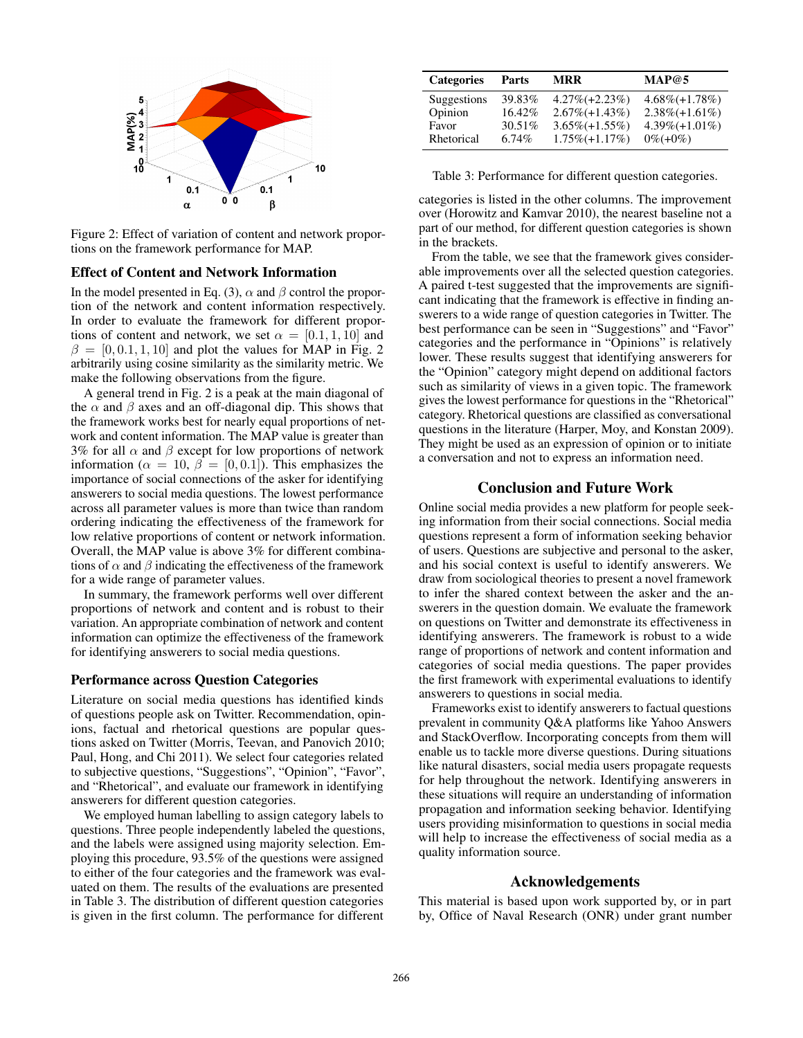Figure 2: Effect of variation of content and network proportions on the framework performance for MAP.

### Effect of Content and Network Information

In the model presented in Eq. (3), $\alpha$ and $\beta$ control the proportion of the network and content information respectively. In order to evaluate the framework for different proportions of content and network, we set $\alpha = [0.1, 1, 10]$ and $\beta = [0, 0.1, 1, 10]$ and plot the values for MAP in Fig. 2 arbitrarily using cosine similarity as the similarity metric. We make the following observations from the figure.

A general trend in Fig. 2 is a peak at the main diagonal of the $\alpha$ and $\beta$ axes and an off-diagonal dip. This shows that the framework works best for nearly equal proportions of network and content information. The MAP value is greater than 3% for all $\alpha$ and $\beta$ except for low proportions of network information ($\alpha = 10$, $\beta = [0, 0.1]$). This emphasizes the importance of social connections of the asker for identifying answerers to social media questions. The lowest performance across all parameter values is more than twice than random ordering indicating the effectiveness of the framework for low relative proportions of content or network information. Overall, the MAP value is above 3% for different combinations of $\alpha$ and $\beta$ indicating the effectiveness of the framework for a wide range of parameter values.

In summary, the framework performs well over different proportions of network and content and is robust to their variation. An appropriate combination of network and content information can optimize the effectiveness of the framework for identifying answerers to social media questions.

### Performance across Question Categories

Literature on social media questions has identified kinds of questions people ask on Twitter. Recommendation, opinions, factual and rhetorical questions are popular questions asked on Twitter (Morris, Teevan, and Panovich 2010; Paul, Hong, and Chi 2011). We select four categories related to subjective questions, "Suggestions", "Opinion", "Favor", and "Rhetorical", and evaluate our framework in identifying answerers for different question categories.

We employed human labelling to assign category labels to questions. Three people independently labeled the questions, and the labels were assigned using majority selection. Employing this procedure, 93.5% of the questions were assigned to either of the four categories and the framework was evaluated on them. The results of the evaluations are presented in Table 3. The distribution of different question categories is given in the first column. The performance for different categories is listed in the other columns. The improvement over (Horowitz and Kamvar 2010), the nearest baseline not a part of our method, for different question categories is shown in the brackets.

| Categories | Parts | MRR | MAP@5 |
|---|---|---|---|
| Suggestions | 39.83% | 4.27%(+2.23%) | 4.68%(+1.78%) |
| Opinion | 16.42% | 2.67%(+1.43%) | 2.38%(+1.61%) |
| Favor | 30.51% | 3.65%(+1.55%) | 4.39%(+1.01%) |
| Rhetorical | 6.74% | 1.75%(+1.17%) | 0%(+0%) |

Table 3: Performance for different question categories.

From the table, we see that the framework gives considerable improvements over all the selected question categories. A paired t-test suggested that the improvements are significant indicating that the framework is effective in finding answerers to a wide range of question categories in Twitter. The best performance can be seen in "Suggestions" and "Favor" categories and the performance in "Opinions" is relatively lower. These results suggest that identifying answerers for the "Opinion" category might depend on additional factors such as similarity of views in a given topic. The framework gives the lowest performance for questions in the "Rhetorical" category. Rhetorical questions are classified as conversational questions in the literature (Harper, Moy, and Konstan 2009). They might be used as an expression of opinion or to initiate a conversation and not to express an information need.

## Conclusion and Future Work

Online social media provides a new platform for people seeking information from their social connections. Social media questions represent a form of information seeking behavior of users. Questions are subjective and personal to the asker, and his social context is useful to identify answerers. We draw from sociological theories to present a novel framework to infer the shared context between the asker and the answerers in the question domain. We evaluate the framework on questions on Twitter and demonstrate its effectiveness in identifying answerers. The framework is robust to a wide range of proportions of network and content information and categories of social media questions. The paper provides the first framework with experimental evaluations to identify answerers to questions in social media.

Frameworks exist to identify answerers to factual questions prevalent in community Q&A platforms like Yahoo Answers and StackOverflow. Incorporating concepts from them will enable us to tackle more diverse questions. During situations like natural disasters, social media users propagate requests for help throughout the network. Identifying answerers in these situations will require an understanding of information propagation and information seeking behavior. Identifying users providing misinformation to questions in social media will help to increase the effectiveness of social media as a quality information source.

## Acknowledgements

This material is based upon work supported by, or in part by, Office of Naval Research (ONR) under grant number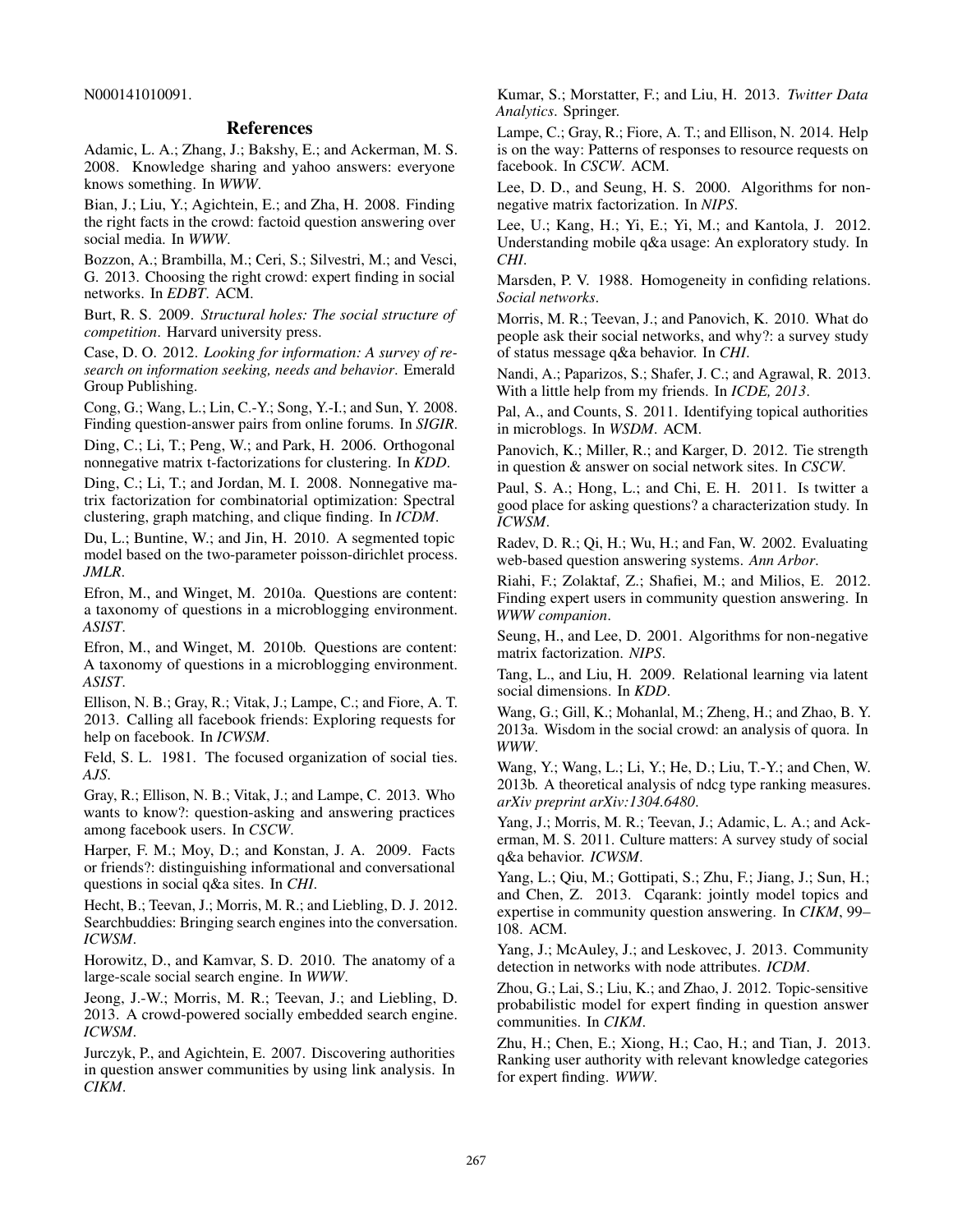N000141010091.

## References

Adamic, L. A.; Zhang, J.; Bakshy, E.; and Ackerman, M. S. 2008. Knowledge sharing and yahoo answers: everyone knows something. In *WWW*.

Bian, J.; Liu, Y.; Agichtein, E.; and Zha, H. 2008. Finding the right facts in the crowd: factoid question answering over social media. In *WWW*.

Bozzon, A.; Brambilla, M.; Ceri, S.; Silvestri, M.; and Vesci, G. 2013. Choosing the right crowd: expert finding in social networks. In *EDBT*. ACM.

Burt, R. S. 2009. *Structural holes: The social structure of competition*. Harvard university press.

Case, D. O. 2012. *Looking for information: A survey of research on information seeking, needs and behavior*. Emerald Group Publishing.

Cong, G.; Wang, L.; Lin, C.-Y.; Song, Y.-I.; and Sun, Y. 2008. Finding question-answer pairs from online forums. In *SIGIR*.

Ding, C.; Li, T.; Peng, W.; and Park, H. 2006. Orthogonal nonnegative matrix t-factorizations for clustering. In *KDD*.

Ding, C.; Li, T.; and Jordan, M. I. 2008. Nonnegative matrix factorization for combinatorial optimization: Spectral clustering, graph matching, and clique finding. In *ICDM*.

Du, L.; Buntine, W.; and Jin, H. 2010. A segmented topic model based on the two-parameter poisson-dirichlet process. *JMLR*.

Efron, M., and Winget, M. 2010a. Questions are content: a taxonomy of questions in a microblogging environment. *ASIST*.

Efron, M., and Winget, M. 2010b. Questions are content: A taxonomy of questions in a microblogging environment. *ASIST*.

Ellison, N. B.; Gray, R.; Vitak, J.; Lampe, C.; and Fiore, A. T. 2013. Calling all facebook friends: Exploring requests for help on facebook. In *ICWSM*.

Feld, S. L. 1981. The focused organization of social ties. *AJS*.

Gray, R.; Ellison, N. B.; Vitak, J.; and Lampe, C. 2013. Who wants to know?: question-asking and answering practices among facebook users. In *CSCW*.

Harper, F. M.; Moy, D.; and Konstan, J. A. 2009. Facts or friends?: distinguishing informational and conversational questions in social q&a sites. In *CHI*.

Hecht, B.; Teevan, J.; Morris, M. R.; and Liebling, D. J. 2012. Searchbuddies: Bringing search engines into the conversation. *ICWSM*.

Horowitz, D., and Kamvar, S. D. 2010. The anatomy of a large-scale social search engine. In *WWW*.

Jeong, J.-W.; Morris, M. R.; Teevan, J.; and Liebling, D. 2013. A crowd-powered socially embedded search engine. *ICWSM*.

Jurczyk, P., and Agichtein, E. 2007. Discovering authorities in question answer communities by using link analysis. In *CIKM*.

Kumar, S.; Morstatter, F.; and Liu, H. 2013. *Twitter Data Analytics*. Springer.

Lampe, C.; Gray, R.; Fiore, A. T.; and Ellison, N. 2014. Help is on the way: Patterns of responses to resource requests on facebook. In *CSCW*. ACM.

Lee, D. D., and Seung, H. S. 2000. Algorithms for non-negative matrix factorization. In *NIPS*.

Lee, U.; Kang, H.; Yi, E.; Yi, M.; and Kantola, J. 2012. Understanding mobile q&a usage: An exploratory study. In *CHI*.

Marsden, P. V. 1988. Homogeneity in confiding relations. *Social networks*.

Morris, M. R.; Teevan, J.; and Panovich, K. 2010. What do people ask their social networks, and why?: a survey study of status message q&a behavior. In *CHI*.

Nandi, A.; Paparizos, S.; Shafer, J. C.; and Agrawal, R. 2013. With a little help from my friends. In *ICDE, 2013*.

Pal, A., and Counts, S. 2011. Identifying topical authorities in microblogs. In *WSDM*. ACM.

Panovich, K.; Miller, R.; and Karger, D. 2012. Tie strength in question & answer on social network sites. In *CSCW*.

Paul, S. A.; Hong, L.; and Chi, E. H. 2011. Is twitter a good place for asking questions? a characterization study. In *ICWSM*.

Radev, D. R.; Qi, H.; Wu, H.; and Fan, W. 2002. Evaluating web-based question answering systems. *Ann Arbor*.

Riahi, F.; Zolaktaf, Z.; Shafiei, M.; and Milios, E. 2012. Finding expert users in community question answering. In *WWW companion*.

Seung, H., and Lee, D. 2001. Algorithms for non-negative matrix factorization. *NIPS*.

Tang, L., and Liu, H. 2009. Relational learning via latent social dimensions. In *KDD*.

Wang, G.; Gill, K.; Mohanlal, M.; Zheng, H.; and Zhao, B. Y. 2013a. Wisdom in the social crowd: an analysis of quora. In *WWW*.

Wang, Y.; Wang, L.; Li, Y.; He, D.; Liu, T.-Y.; and Chen, W. 2013b. A theoretical analysis of ndcg type ranking measures. *arXiv preprint arXiv:1304.6480*.

Yang, J.; Morris, M. R.; Teevan, J.; Adamic, L. A.; and Ackerman, M. S. 2011. Culture matters: A survey study of social q&a behavior. *ICWSM*.

Yang, L.; Qiu, M.; Gottipati, S.; Zhu, F.; Jiang, J.; Sun, H.; and Chen, Z. 2013. Cqarank: jointly model topics and expertise in community question answering. In *CIKM*, 99–108. ACM.

Yang, J.; McAuley, J.; and Leskovec, J. 2013. Community detection in networks with node attributes. *ICDM*.

Zhou, G.; Lai, S.; Liu, K.; and Zhao, J. 2012. Topic-sensitive probabilistic model for expert finding in question answer communities. In *CIKM*.

Zhu, H.; Chen, E.; Xiong, H.; Cao, H.; and Tian, J. 2013. Ranking user authority with relevant knowledge categories for expert finding. *WWW*.